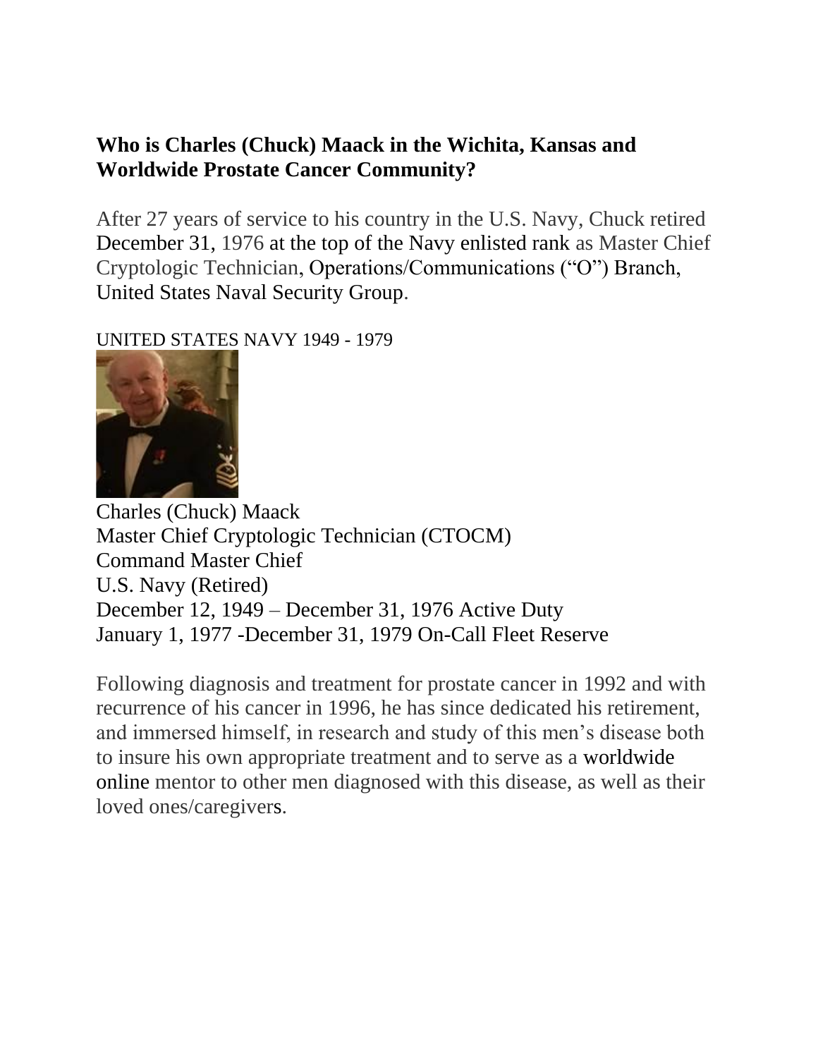**Who is Charles (Chuck) Maack in the Wichita, Kansas and Worldwide Prostate Cancer Community?**

After 27 years of service to his country in the U.S. Navy, Chuck retired December 31, 1976 at the top of the Navy enlisted rank as Master Chief Cryptologic Technician, Operations/Communications ("O") Branch, United States Naval Security Group.

UNITED STATES NAVY 1949 - 1979

Charles (Chuck) Maack
Master Chief Cryptologic Technician (CTOCM)
Command Master Chief
U.S. Navy (Retired)
December 12, 1949 – December 31, 1976 Active Duty
January 1, 1977 -December 31, 1979 On-Call Fleet Reserve

Following diagnosis and treatment for prostate cancer in 1992 and with recurrence of his cancer in 1996, he has since dedicated his retirement, and immersed himself, in research and study of this men's disease both to insure his own appropriate treatment and to serve as a worldwide online mentor to other men diagnosed with this disease, as well as their loved ones/caregivers.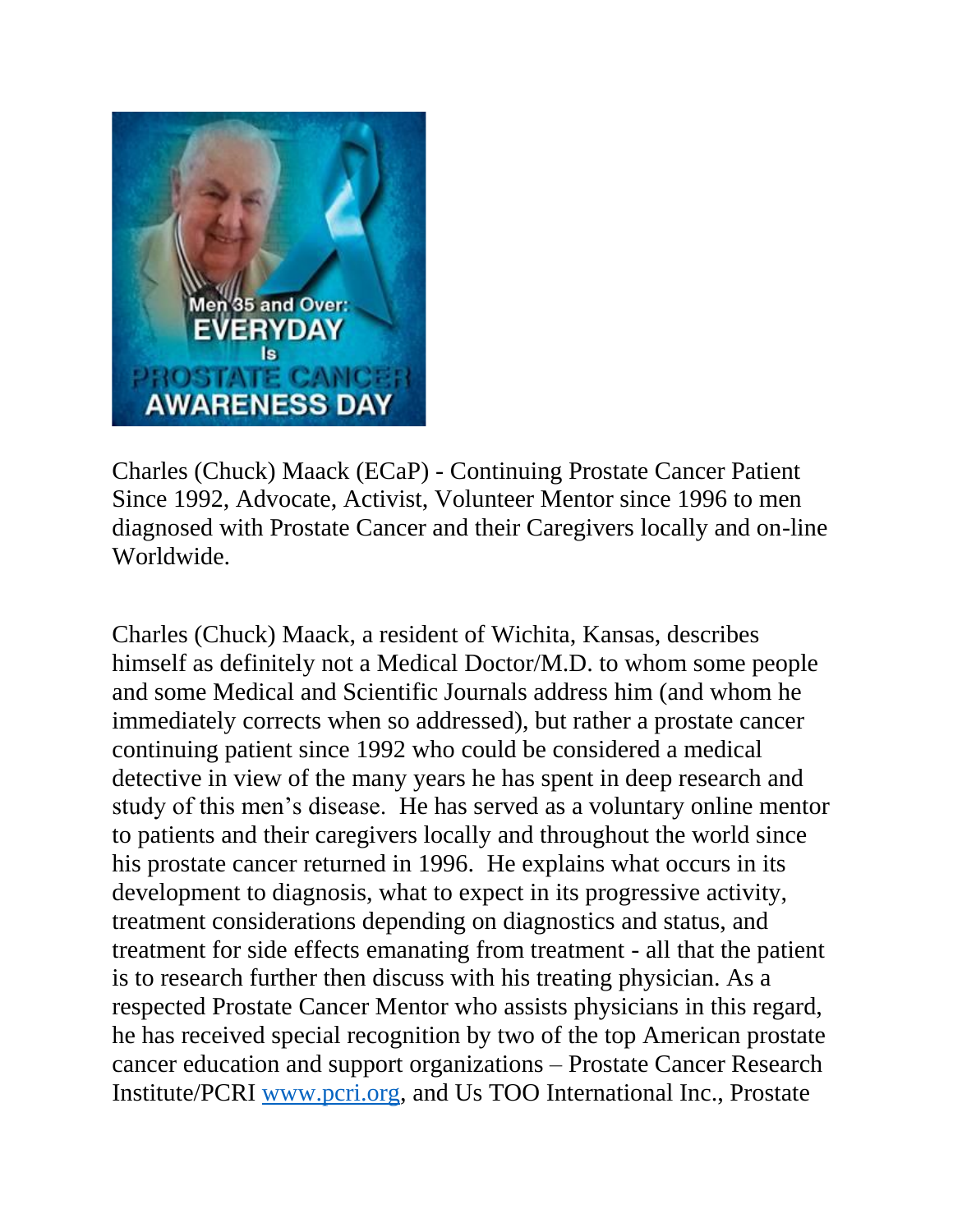Charles (Chuck) Maack (ECaP) - Continuing Prostate Cancer Patient Since 1992, Advocate, Activist, Volunteer Mentor since 1996 to men diagnosed with Prostate Cancer and their Caregivers locally and on-line Worldwide.

Charles (Chuck) Maack, a resident of Wichita, Kansas, describes himself as definitely not a Medical Doctor/M.D. to whom some people and some Medical and Scientific Journals address him (and whom he immediately corrects when so addressed), but rather a prostate cancer continuing patient since 1992 who could be considered a medical detective in view of the many years he has spent in deep research and study of this men's disease. He has served as a voluntary online mentor to patients and their caregivers locally and throughout the world since his prostate cancer returned in 1996. He explains what occurs in its development to diagnosis, what to expect in its progressive activity, treatment considerations depending on diagnostics and status, and treatment for side effects emanating from treatment - all that the patient is to research further then discuss with his treating physician. As a respected Prostate Cancer Mentor who assists physicians in this regard, he has received special recognition by two of the top American prostate cancer education and support organizations – Prostate Cancer Research Institute/PCRI [www.pcri.org](http://www.pcri.org), and Us TOO International Inc., Prostate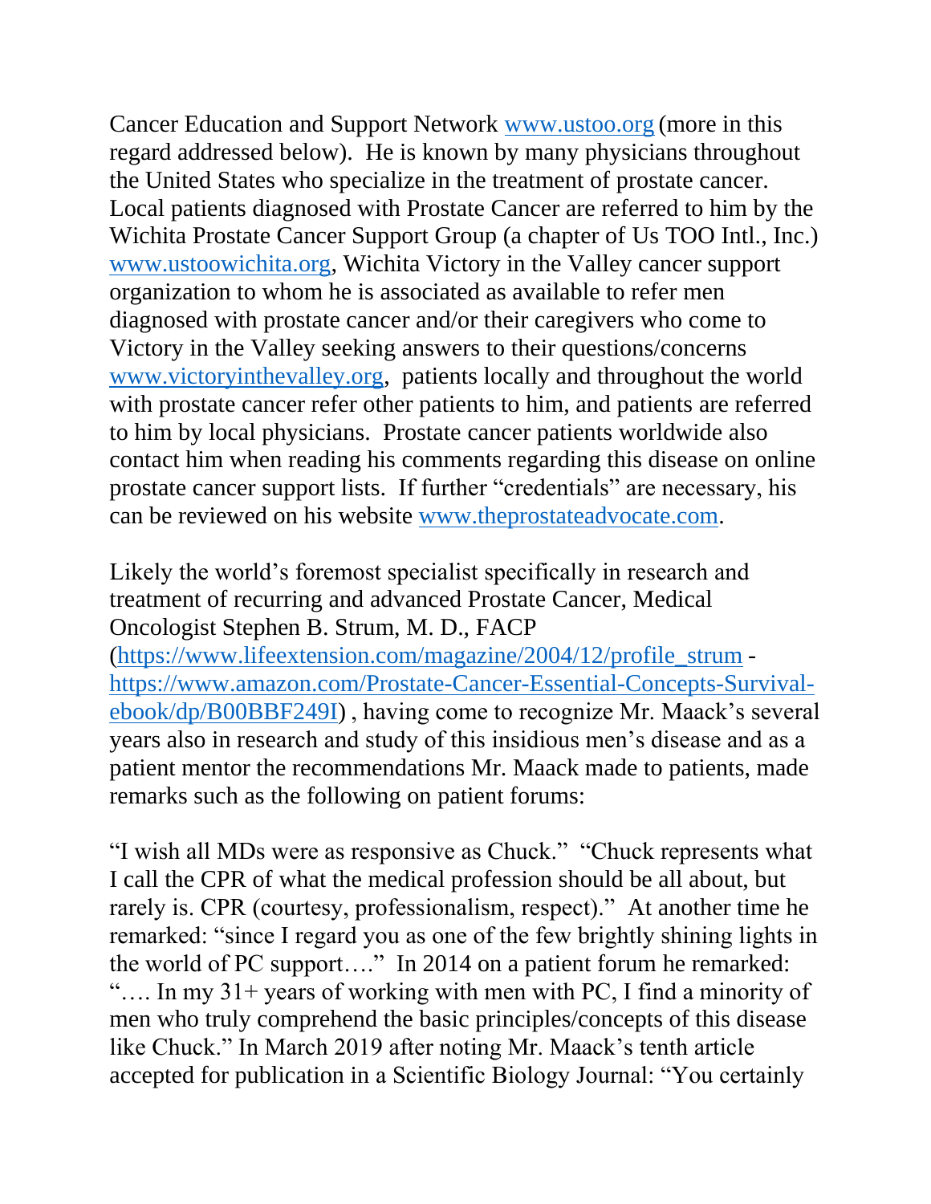Cancer Education and Support Network www.ustoo.org (more in this regard addressed below). He is known by many physicians throughout the United States who specialize in the treatment of prostate cancer. Local patients diagnosed with Prostate Cancer are referred to him by the Wichita Prostate Cancer Support Group (a chapter of Us TOO Intl., Inc.) www.ustoowichita.org, Wichita Victory in the Valley cancer support organization to whom he is associated as available to refer men diagnosed with prostate cancer and/or their caregivers who come to Victory in the Valley seeking answers to their questions/concerns www.victoryinthevalley.org, patients locally and throughout the world with prostate cancer refer other patients to him, and patients are referred to him by local physicians. Prostate cancer patients worldwide also contact him when reading his comments regarding this disease on online prostate cancer support lists. If further "credentials" are necessary, his can be reviewed on his website www.theprostateadvocate.com.

Likely the world's foremost specialist specifically in research and treatment of recurring and advanced Prostate Cancer, Medical Oncologist Stephen B. Strum, M. D., FACP (https://www.lifeextension.com/magazine/2004/12/profile_strum - https://www.amazon.com/Prostate-Cancer-Essential-Concepts-Survival-ebook/dp/B00BBF249I) , having come to recognize Mr. Maack's several years also in research and study of this insidious men's disease and as a patient mentor the recommendations Mr. Maack made to patients, made remarks such as the following on patient forums:

"I wish all MDs were as responsive as Chuck." "Chuck represents what I call the CPR of what the medical profession should be all about, but rarely is. CPR (courtesy, professionalism, respect)." At another time he remarked: "since I regard you as one of the few brightly shining lights in the world of PC support…." In 2014 on a patient forum he remarked: "…. In my 31+ years of working with men with PC, I find a minority of men who truly comprehend the basic principles/concepts of this disease like Chuck." In March 2019 after noting Mr. Maack's tenth article accepted for publication in a Scientific Biology Journal: "You certainly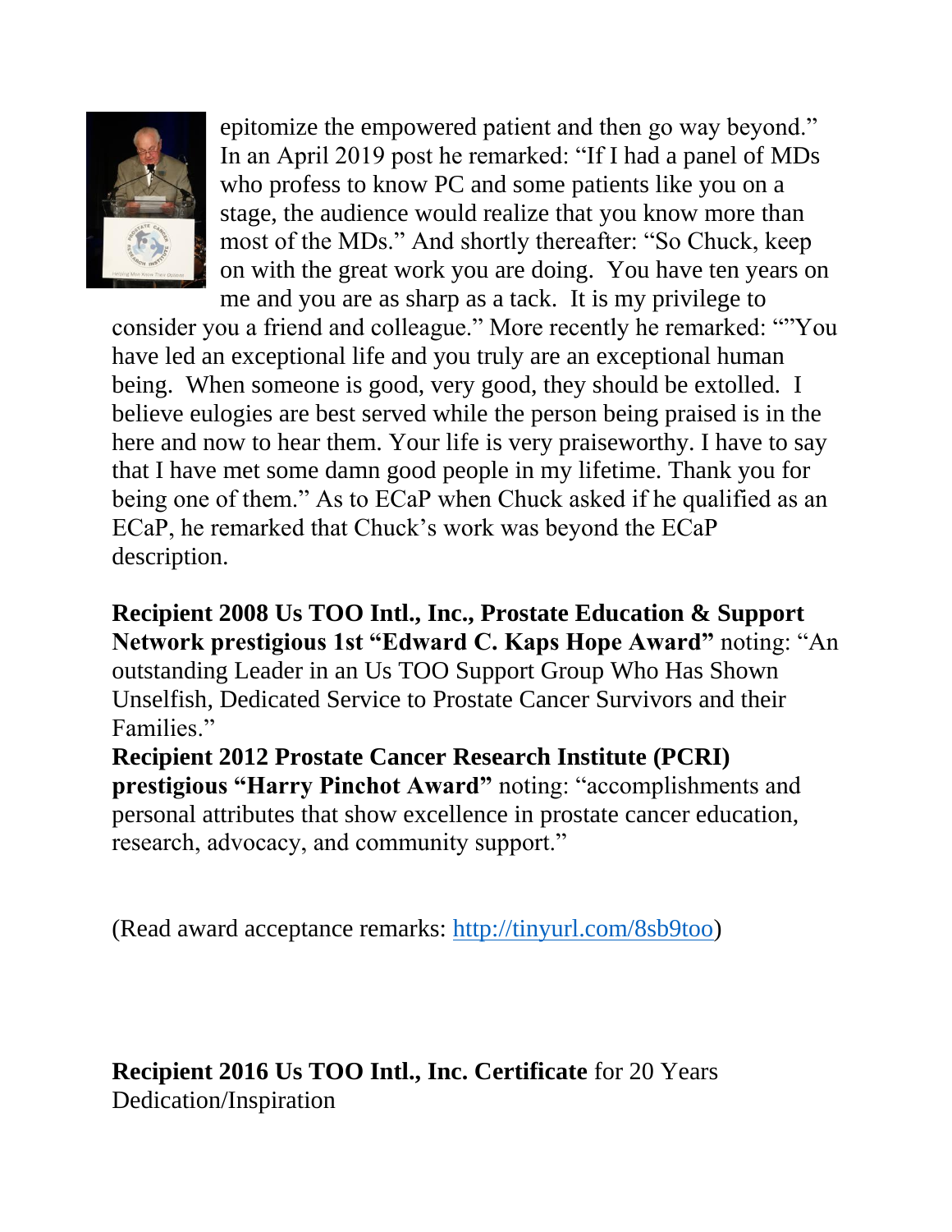epitomize the empowered patient and then go way beyond." In an April 2019 post he remarked: "If I had a panel of MDs who profess to know PC and some patients like you on a stage, the audience would realize that you know more than most of the MDs." And shortly thereafter: "So Chuck, keep on with the great work you are doing. You have ten years on me and you are as sharp as a tack. It is my privilege to consider you a friend and colleague." More recently he remarked: ""You have led an exceptional life and you truly are an exceptional human being. When someone is good, very good, they should be extolled. I believe eulogies are best served while the person being praised is in the here and now to hear them. Your life is very praiseworthy. I have to say that I have met some damn good people in my lifetime. Thank you for being one of them." As to ECaP when Chuck asked if he qualified as an ECaP, he remarked that Chuck's work was beyond the ECaP description.

**Recipient 2008 Us TOO Intl., Inc., Prostate Education & Support Network prestigious 1st "Edward C. Kaps Hope Award"** noting: "An outstanding Leader in an Us TOO Support Group Who Has Shown Unselfish, Dedicated Service to Prostate Cancer Survivors and their Families."

**Recipient 2012 Prostate Cancer Research Institute (PCRI) prestigious "Harry Pinchot Award"** noting: "accomplishments and personal attributes that show excellence in prostate cancer education, research, advocacy, and community support."

(Read award acceptance remarks: http://tinyurl.com/8sb9too)

**Recipient 2016 Us TOO Intl., Inc. Certificate** for 20 Years Dedication/Inspiration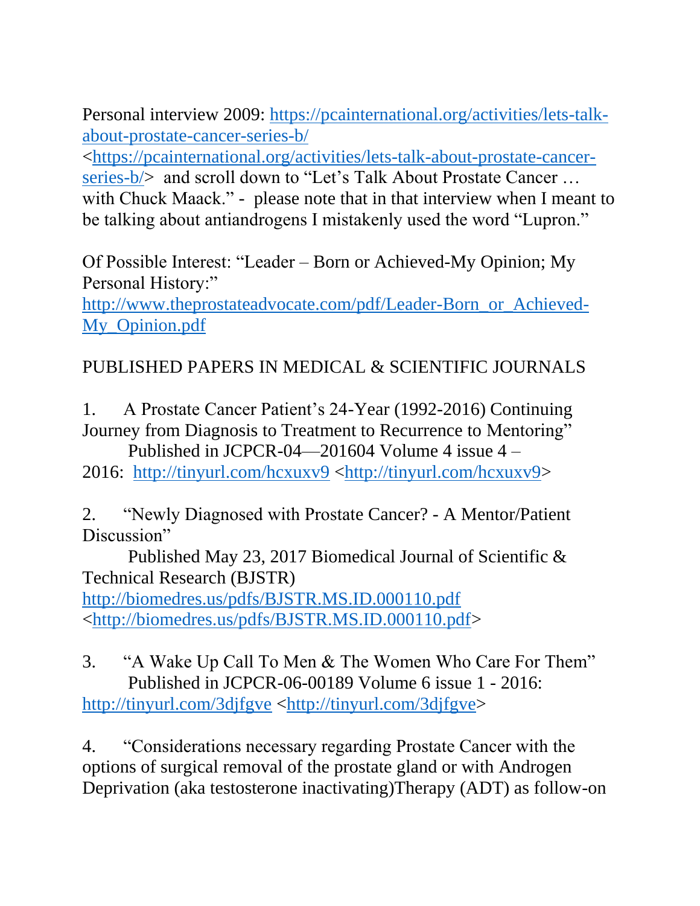Personal interview 2009: https://pcainternational.org/activities/lets-talk-about-prostate-cancer-series-b/ <https://pcainternational.org/activities/lets-talk-about-prostate-cancer-series-b/> and scroll down to "Let's Talk About Prostate Cancer … with Chuck Maack." - please note that in that interview when I meant to be talking about antiandrogens I mistakenly used the word "Lupron."

Of Possible Interest: "Leader – Born or Achieved-My Opinion; My Personal History:" http://www.theprostateadvocate.com/pdf/Leader-Born_or_Achieved-My_Opinion.pdf

## PUBLISHED PAPERS IN MEDICAL & SCIENTIFIC JOURNALS

1. A Prostate Cancer Patient's 24-Year (1992-2016) Continuing Journey from Diagnosis to Treatment to Recurrence to Mentoring"
   Published in JCPCR-04—201604 Volume 4 issue 4 – 2016: http://tinyurl.com/hcxuxv9 <http://tinyurl.com/hcxuxv9>

2. "Newly Diagnosed with Prostate Cancer? - A Mentor/Patient Discussion"
   Published May 23, 2017 Biomedical Journal of Scientific & Technical Research (BJSTR) http://biomedres.us/pdfs/BJSTR.MS.ID.000110.pdf <http://biomedres.us/pdfs/BJSTR.MS.ID.000110.pdf>

3. "A Wake Up Call To Men & The Women Who Care For Them"
   Published in JCPCR-06-00189 Volume 6 issue 1 - 2016: http://tinyurl.com/3djfgve <http://tinyurl.com/3djfgve>

4. "Considerations necessary regarding Prostate Cancer with the options of surgical removal of the prostate gland or with Androgen Deprivation (aka testosterone inactivating)Therapy (ADT) as follow-on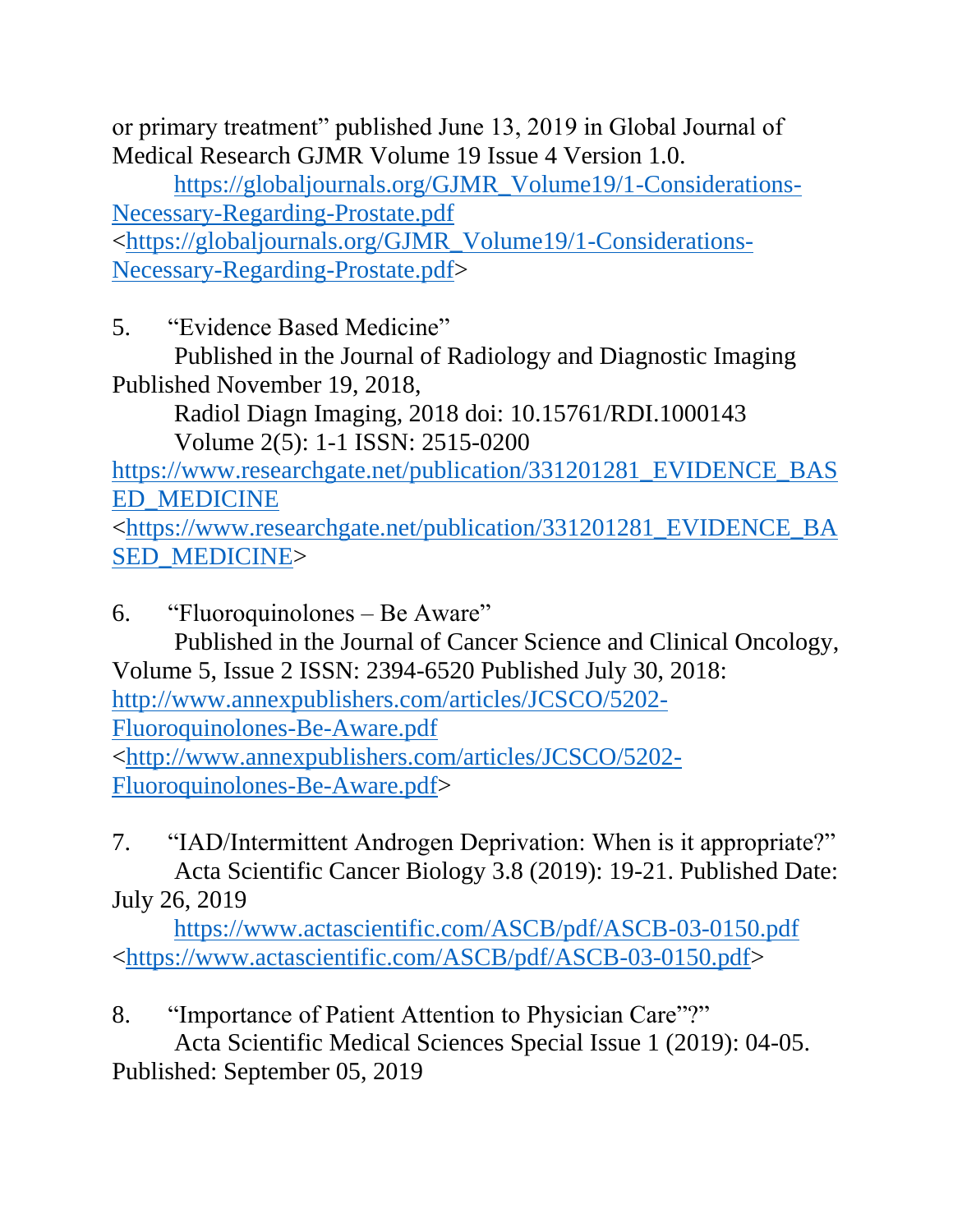or primary treatment" published June 13, 2019 in Global Journal of Medical Research GJMR Volume 19 Issue 4 Version 1.0.
https://globaljournals.org/GJMR_Volume19/1-Considerations-Necessary-Regarding-Prostate.pdf <https://globaljournals.org/GJMR_Volume19/1-Considerations-Necessary-Regarding-Prostate.pdf>

5. "Evidence Based Medicine"
Published in the Journal of Radiology and Diagnostic Imaging Published November 19, 2018,
Radiol Diagn Imaging, 2018 doi: 10.15761/RDI.1000143
Volume 2(5): 1-1 ISSN: 2515-0200
https://www.researchgate.net/publication/331201281_EVIDENCE_BASED_MEDICINE <https://www.researchgate.net/publication/331201281_EVIDENCE_BASED_MEDICINE>

6. "Fluoroquinolones – Be Aware"
Published in the Journal of Cancer Science and Clinical Oncology, Volume 5, Issue 2 ISSN: 2394-6520 Published July 30, 2018:
http://www.annexpublishers.com/articles/JCSCO/5202-Fluoroquinolones-Be-Aware.pdf <http://www.annexpublishers.com/articles/JCSCO/5202-Fluoroquinolones-Be-Aware.pdf>

7. "IAD/Intermittent Androgen Deprivation: When is it appropriate?"
Acta Scientific Cancer Biology 3.8 (2019): 19-21. Published Date: July 26, 2019
https://www.actascientific.com/ASCB/pdf/ASCB-03-0150.pdf <https://www.actascientific.com/ASCB/pdf/ASCB-03-0150.pdf>

8. "Importance of Patient Attention to Physician Care"?"
Acta Scientific Medical Sciences Special Issue 1 (2019): 04-05. Published: September 05, 2019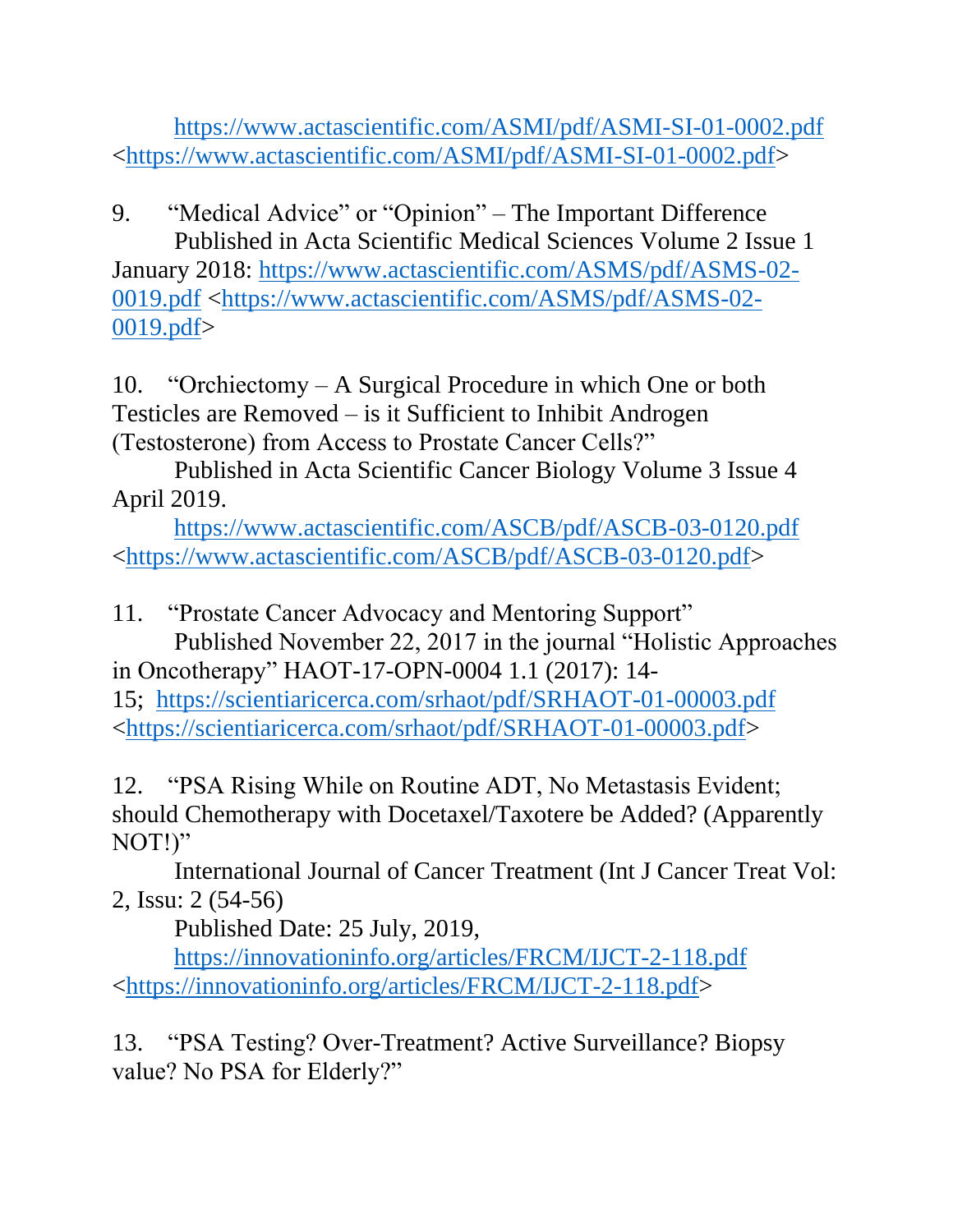https://www.actascientific.com/ASMI/pdf/ASMI-SI-01-0002.pdf <https://www.actascientific.com/ASMI/pdf/ASMI-SI-01-0002.pdf>

9. "Medical Advice" or "Opinion" – The Important Difference
Published in Acta Scientific Medical Sciences Volume 2 Issue 1 January 2018: https://www.actascientific.com/ASMS/pdf/ASMS-02-0019.pdf <https://www.actascientific.com/ASMS/pdf/ASMS-02-0019.pdf>

10. "Orchiectomy – A Surgical Procedure in which One or both Testicles are Removed – is it Sufficient to Inhibit Androgen (Testosterone) from Access to Prostate Cancer Cells?"
Published in Acta Scientific Cancer Biology Volume 3 Issue 4 April 2019.
https://www.actascientific.com/ASCB/pdf/ASCB-03-0120.pdf <https://www.actascientific.com/ASCB/pdf/ASCB-03-0120.pdf>

11. "Prostate Cancer Advocacy and Mentoring Support"
Published November 22, 2017 in the journal "Holistic Approaches in Oncotherapy" HAOT-17-OPN-0004 1.1 (2017): 14-15; https://scientiaricerca.com/srhaot/pdf/SRHAOT-01-00003.pdf <https://scientiaricerca.com/srhaot/pdf/SRHAOT-01-00003.pdf>

12. "PSA Rising While on Routine ADT, No Metastasis Evident; should Chemotherapy with Docetaxel/Taxotere be Added? (Apparently NOT!)"
International Journal of Cancer Treatment (Int J Cancer Treat Vol: 2, Issu: 2 (54-56)
Published Date: 25 July, 2019,
https://innovationinfo.org/articles/FRCM/IJCT-2-118.pdf <https://innovationinfo.org/articles/FRCM/IJCT-2-118.pdf>

13. "PSA Testing? Over-Treatment? Active Surveillance? Biopsy value? No PSA for Elderly?"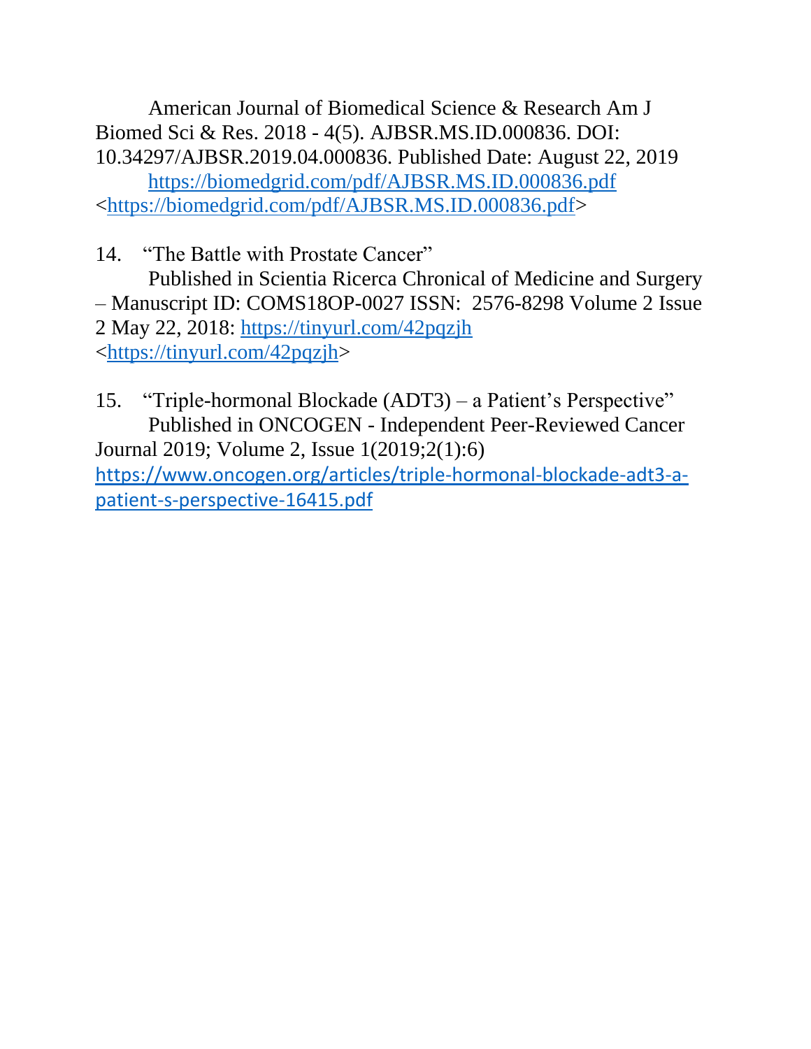American Journal of Biomedical Science & Research Am J Biomed Sci & Res. 2018 - 4(5). AJBSR.MS.ID.000836. DOI: 10.34297/AJBSR.2019.04.000836. Published Date: August 22, 2019 https://biomedgrid.com/pdf/AJBSR.MS.ID.000836.pdf <https://biomedgrid.com/pdf/AJBSR.MS.ID.000836.pdf>

14. "The Battle with Prostate Cancer"
Published in Scientia Ricerca Chronical of Medicine and Surgery – Manuscript ID: COMS18OP-0027 ISSN: 2576-8298 Volume 2 Issue 2 May 22, 2018: https://tinyurl.com/42pqzjh <https://tinyurl.com/42pqzjh>

15. "Triple-hormonal Blockade (ADT3) – a Patient's Perspective"
Published in ONCOGEN - Independent Peer-Reviewed Cancer Journal 2019; Volume 2, Issue 1(2019;2(1):6) https://www.oncogen.org/articles/triple-hormonal-blockade-adt3-a-patient-s-perspective-16415.pdf